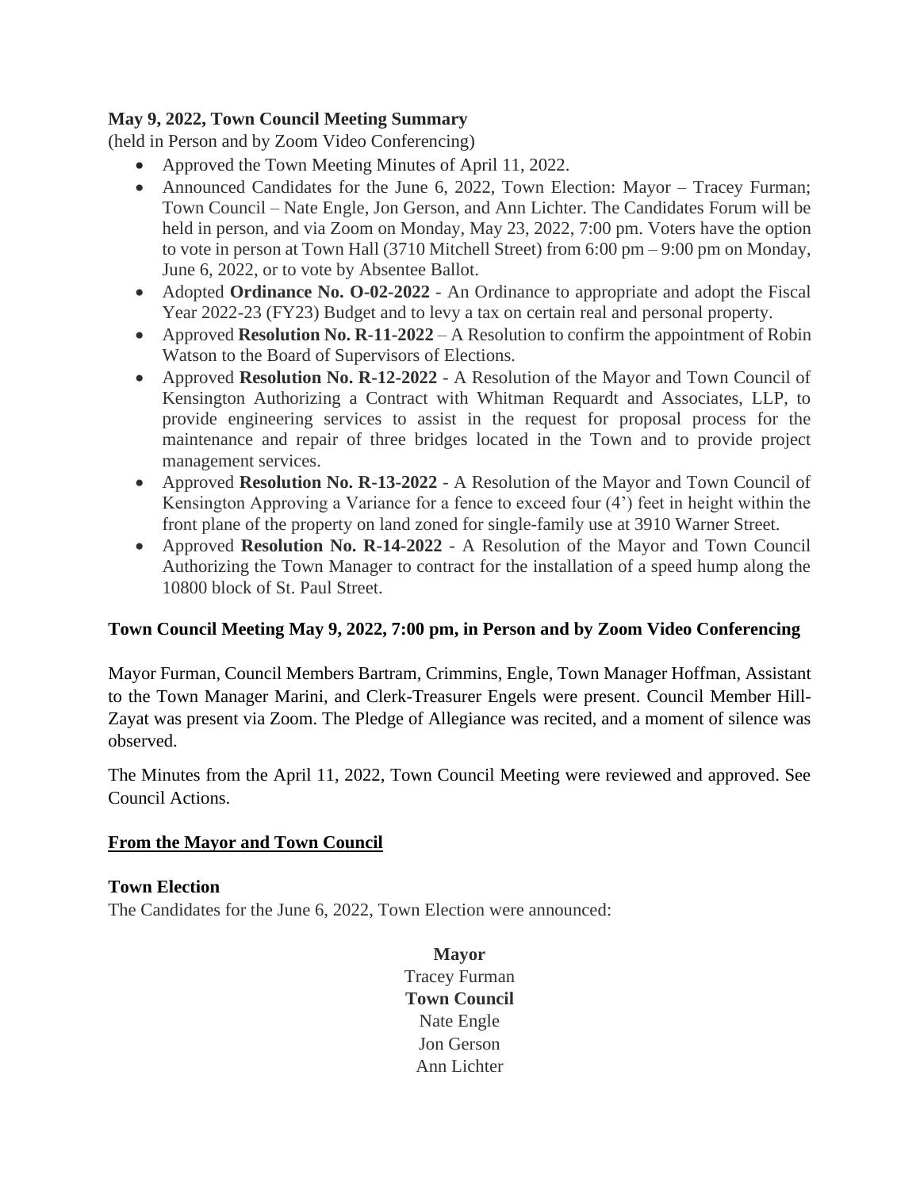**May 9, 2022, Town Council Meeting Summary**
(held in Person and by Zoom Video Conferencing)

- Approved the Town Meeting Minutes of April 11, 2022.
- Announced Candidates for the June 6, 2022, Town Election: Mayor – Tracey Furman; Town Council – Nate Engle, Jon Gerson, and Ann Lichter. The Candidates Forum will be held in person, and via Zoom on Monday, May 23, 2022, 7:00 pm. Voters have the option to vote in person at Town Hall (3710 Mitchell Street) from 6:00 pm – 9:00 pm on Monday, June 6, 2022, or to vote by Absentee Ballot.
- Adopted **Ordinance No. O-02-2022** - An Ordinance to appropriate and adopt the Fiscal Year 2022-23 (FY23) Budget and to levy a tax on certain real and personal property.
- Approved **Resolution No. R-11-2022** – A Resolution to confirm the appointment of Robin Watson to the Board of Supervisors of Elections.
- Approved **Resolution No. R-12-2022** - A Resolution of the Mayor and Town Council of Kensington Authorizing a Contract with Whitman Requardt and Associates, LLP, to provide engineering services to assist in the request for proposal process for the maintenance and repair of three bridges located in the Town and to provide project management services.
- Approved **Resolution No. R-13-2022** - A Resolution of the Mayor and Town Council of Kensington Approving a Variance for a fence to exceed four (4') feet in height within the front plane of the property on land zoned for single-family use at 3910 Warner Street.
- Approved **Resolution No. R-14-2022** - A Resolution of the Mayor and Town Council Authorizing the Town Manager to contract for the installation of a speed hump along the 10800 block of St. Paul Street.

**Town Council Meeting May 9, 2022, 7:00 pm, in Person and by Zoom Video Conferencing**

Mayor Furman, Council Members Bartram, Crimmins, Engle, Town Manager Hoffman, Assistant to the Town Manager Marini, and Clerk-Treasurer Engels were present. Council Member Hill-Zayat was present via Zoom. The Pledge of Allegiance was recited, and a moment of silence was observed.

The Minutes from the April 11, 2022, Town Council Meeting were reviewed and approved. See Council Actions.

**<u>From the Mayor and Town Council</u>**

**Town Election**
The Candidates for the June 6, 2022, Town Election were announced:

**Mayor**
Tracey Furman
**Town Council**
Nate Engle
Jon Gerson
Ann Lichter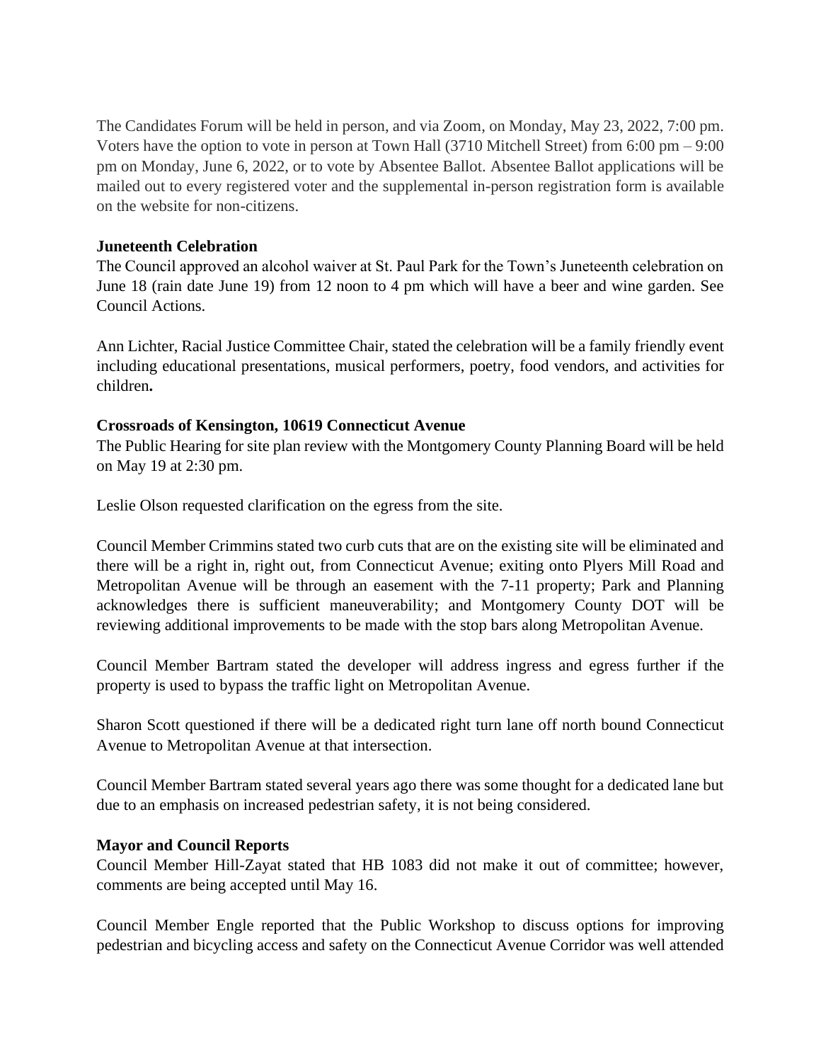The Candidates Forum will be held in person, and via Zoom, on Monday, May 23, 2022, 7:00 pm. Voters have the option to vote in person at Town Hall (3710 Mitchell Street) from 6:00 pm – 9:00 pm on Monday, June 6, 2022, or to vote by Absentee Ballot. Absentee Ballot applications will be mailed out to every registered voter and the supplemental in-person registration form is available on the website for non-citizens.

**Juneteenth Celebration**

The Council approved an alcohol waiver at St. Paul Park for the Town's Juneteenth celebration on June 18 (rain date June 19) from 12 noon to 4 pm which will have a beer and wine garden. See Council Actions.

Ann Lichter, Racial Justice Committee Chair, stated the celebration will be a family friendly event including educational presentations, musical performers, poetry, food vendors, and activities for children**.**

**Crossroads of Kensington, 10619 Connecticut Avenue**

The Public Hearing for site plan review with the Montgomery County Planning Board will be held on May 19 at 2:30 pm.

Leslie Olson requested clarification on the egress from the site.

Council Member Crimmins stated two curb cuts that are on the existing site will be eliminated and there will be a right in, right out, from Connecticut Avenue; exiting onto Plyers Mill Road and Metropolitan Avenue will be through an easement with the 7-11 property; Park and Planning acknowledges there is sufficient maneuverability; and Montgomery County DOT will be reviewing additional improvements to be made with the stop bars along Metropolitan Avenue.

Council Member Bartram stated the developer will address ingress and egress further if the property is used to bypass the traffic light on Metropolitan Avenue.

Sharon Scott questioned if there will be a dedicated right turn lane off north bound Connecticut Avenue to Metropolitan Avenue at that intersection.

Council Member Bartram stated several years ago there was some thought for a dedicated lane but due to an emphasis on increased pedestrian safety, it is not being considered.

**Mayor and Council Reports**

Council Member Hill-Zayat stated that HB 1083 did not make it out of committee; however, comments are being accepted until May 16.

Council Member Engle reported that the Public Workshop to discuss options for improving pedestrian and bicycling access and safety on the Connecticut Avenue Corridor was well attended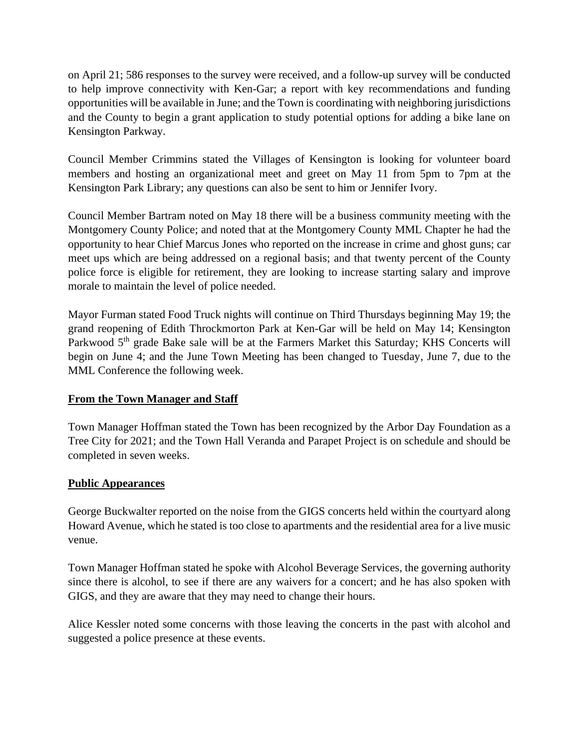on April 21; 586 responses to the survey were received, and a follow-up survey will be conducted to help improve connectivity with Ken-Gar; a report with key recommendations and funding opportunities will be available in June; and the Town is coordinating with neighboring jurisdictions and the County to begin a grant application to study potential options for adding a bike lane on Kensington Parkway.

Council Member Crimmins stated the Villages of Kensington is looking for volunteer board members and hosting an organizational meet and greet on May 11 from 5pm to 7pm at the Kensington Park Library; any questions can also be sent to him or Jennifer Ivory.

Council Member Bartram noted on May 18 there will be a business community meeting with the Montgomery County Police; and noted that at the Montgomery County MML Chapter he had the opportunity to hear Chief Marcus Jones who reported on the increase in crime and ghost guns; car meet ups which are being addressed on a regional basis; and that twenty percent of the County police force is eligible for retirement, they are looking to increase starting salary and improve morale to maintain the level of police needed.

Mayor Furman stated Food Truck nights will continue on Third Thursdays beginning May 19; the grand reopening of Edith Throckmorton Park at Ken-Gar will be held on May 14; Kensington Parkwood 5th grade Bake sale will be at the Farmers Market this Saturday; KHS Concerts will begin on June 4; and the June Town Meeting has been changed to Tuesday, June 7, due to the MML Conference the following week.

**From the Town Manager and Staff**

Town Manager Hoffman stated the Town has been recognized by the Arbor Day Foundation as a Tree City for 2021; and the Town Hall Veranda and Parapet Project is on schedule and should be completed in seven weeks.

**Public Appearances**

George Buckwalter reported on the noise from the GIGS concerts held within the courtyard along Howard Avenue, which he stated is too close to apartments and the residential area for a live music venue.

Town Manager Hoffman stated he spoke with Alcohol Beverage Services, the governing authority since there is alcohol, to see if there are any waivers for a concert; and he has also spoken with GIGS, and they are aware that they may need to change their hours.

Alice Kessler noted some concerns with those leaving the concerts in the past with alcohol and suggested a police presence at these events.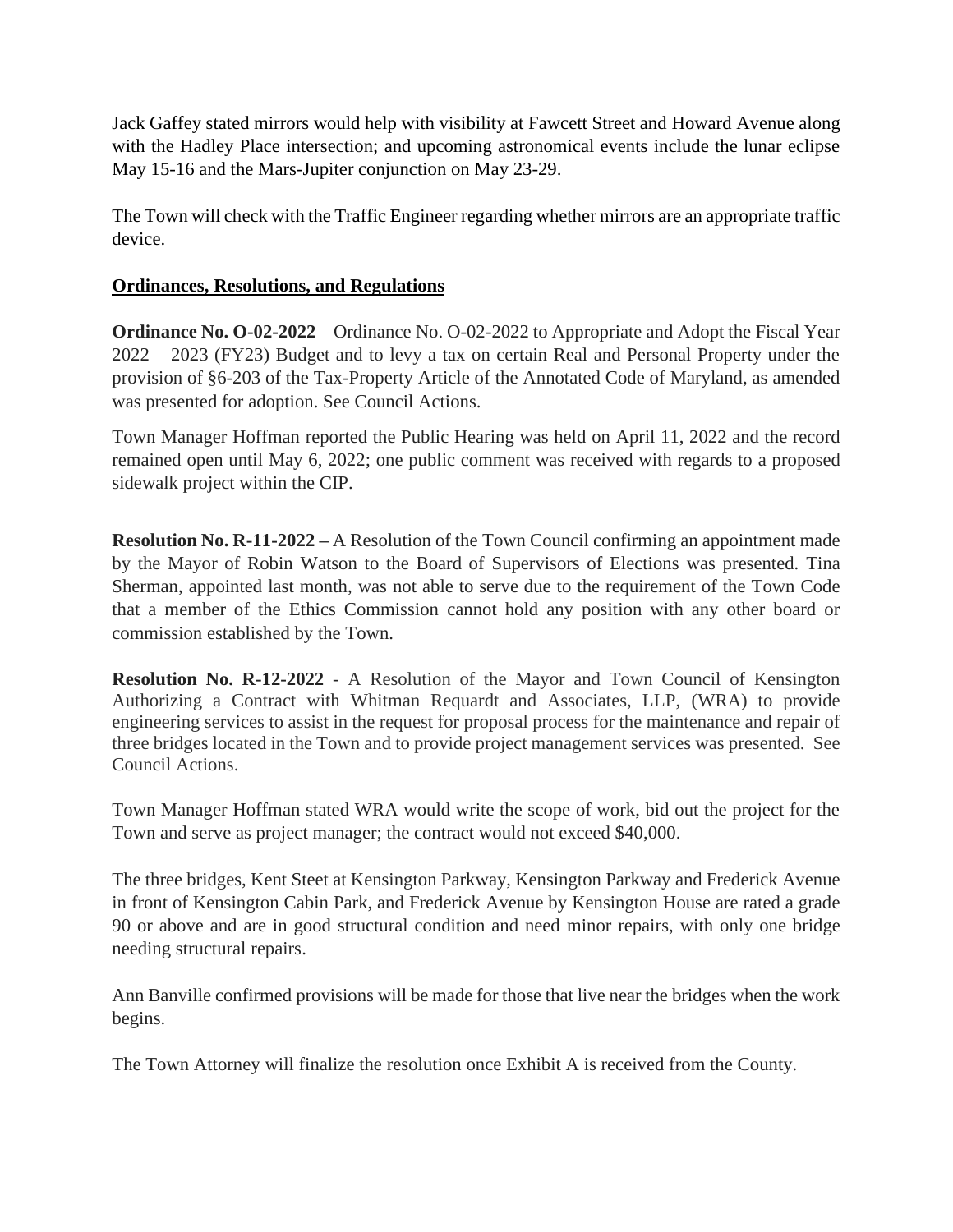Jack Gaffey stated mirrors would help with visibility at Fawcett Street and Howard Avenue along with the Hadley Place intersection; and upcoming astronomical events include the lunar eclipse May 15-16 and the Mars-Jupiter conjunction on May 23-29.

The Town will check with the Traffic Engineer regarding whether mirrors are an appropriate traffic device.

## Ordinances, Resolutions, and Regulations

**Ordinance No. O-02-2022** – Ordinance No. O-02-2022 to Appropriate and Adopt the Fiscal Year 2022 – 2023 (FY23) Budget and to levy a tax on certain Real and Personal Property under the provision of §6-203 of the Tax-Property Article of the Annotated Code of Maryland, as amended was presented for adoption. See Council Actions.

Town Manager Hoffman reported the Public Hearing was held on April 11, 2022 and the record remained open until May 6, 2022; one public comment was received with regards to a proposed sidewalk project within the CIP.

**Resolution No. R-11-2022 –** A Resolution of the Town Council confirming an appointment made by the Mayor of Robin Watson to the Board of Supervisors of Elections was presented. Tina Sherman, appointed last month, was not able to serve due to the requirement of the Town Code that a member of the Ethics Commission cannot hold any position with any other board or commission established by the Town.

**Resolution No. R-12-2022** - A Resolution of the Mayor and Town Council of Kensington Authorizing a Contract with Whitman Requardt and Associates, LLP, (WRA) to provide engineering services to assist in the request for proposal process for the maintenance and repair of three bridges located in the Town and to provide project management services was presented. See Council Actions.

Town Manager Hoffman stated WRA would write the scope of work, bid out the project for the Town and serve as project manager; the contract would not exceed $40,000.

The three bridges, Kent Steet at Kensington Parkway, Kensington Parkway and Frederick Avenue in front of Kensington Cabin Park, and Frederick Avenue by Kensington House are rated a grade 90 or above and are in good structural condition and need minor repairs, with only one bridge needing structural repairs.

Ann Banville confirmed provisions will be made for those that live near the bridges when the work begins.

The Town Attorney will finalize the resolution once Exhibit A is received from the County.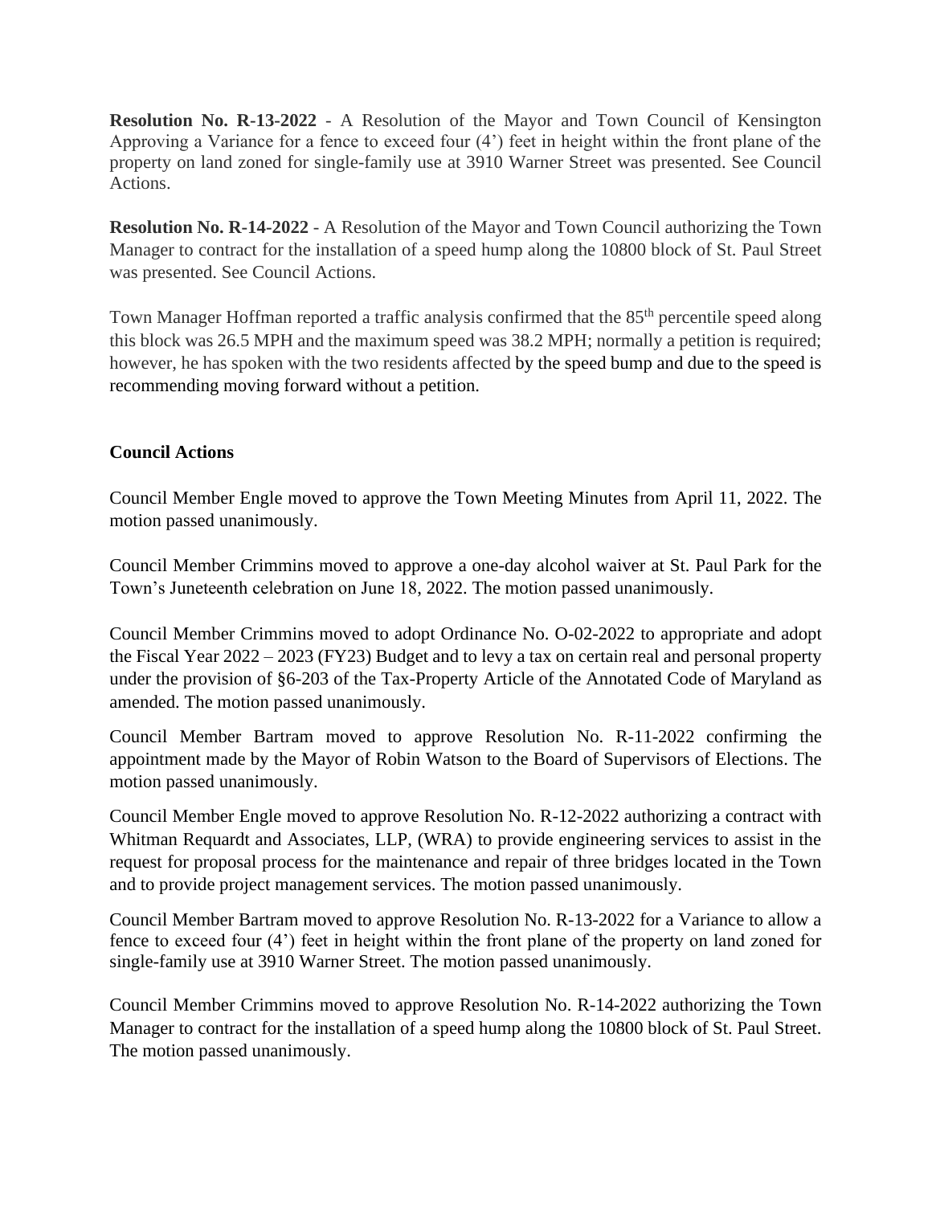**Resolution No. R-13-2022** - A Resolution of the Mayor and Town Council of Kensington Approving a Variance for a fence to exceed four (4') feet in height within the front plane of the property on land zoned for single-family use at 3910 Warner Street was presented. See Council Actions.

**Resolution No. R-14-2022** - A Resolution of the Mayor and Town Council authorizing the Town Manager to contract for the installation of a speed hump along the 10800 block of St. Paul Street was presented. See Council Actions.

Town Manager Hoffman reported a traffic analysis confirmed that the 85th percentile speed along this block was 26.5 MPH and the maximum speed was 38.2 MPH; normally a petition is required; however, he has spoken with the two residents affected by the speed bump and due to the speed is recommending moving forward without a petition.

**Council Actions**

Council Member Engle moved to approve the Town Meeting Minutes from April 11, 2022. The motion passed unanimously.

Council Member Crimmins moved to approve a one-day alcohol waiver at St. Paul Park for the Town's Juneteenth celebration on June 18, 2022. The motion passed unanimously.

Council Member Crimmins moved to adopt Ordinance No. O-02-2022 to appropriate and adopt the Fiscal Year 2022 – 2023 (FY23) Budget and to levy a tax on certain real and personal property under the provision of §6-203 of the Tax-Property Article of the Annotated Code of Maryland as amended. The motion passed unanimously.

Council Member Bartram moved to approve Resolution No. R-11-2022 confirming the appointment made by the Mayor of Robin Watson to the Board of Supervisors of Elections. The motion passed unanimously.

Council Member Engle moved to approve Resolution No. R-12-2022 authorizing a contract with Whitman Requardt and Associates, LLP, (WRA) to provide engineering services to assist in the request for proposal process for the maintenance and repair of three bridges located in the Town and to provide project management services. The motion passed unanimously.

Council Member Bartram moved to approve Resolution No. R-13-2022 for a Variance to allow a fence to exceed four (4') feet in height within the front plane of the property on land zoned for single-family use at 3910 Warner Street. The motion passed unanimously.

Council Member Crimmins moved to approve Resolution No. R-14-2022 authorizing the Town Manager to contract for the installation of a speed hump along the 10800 block of St. Paul Street. The motion passed unanimously.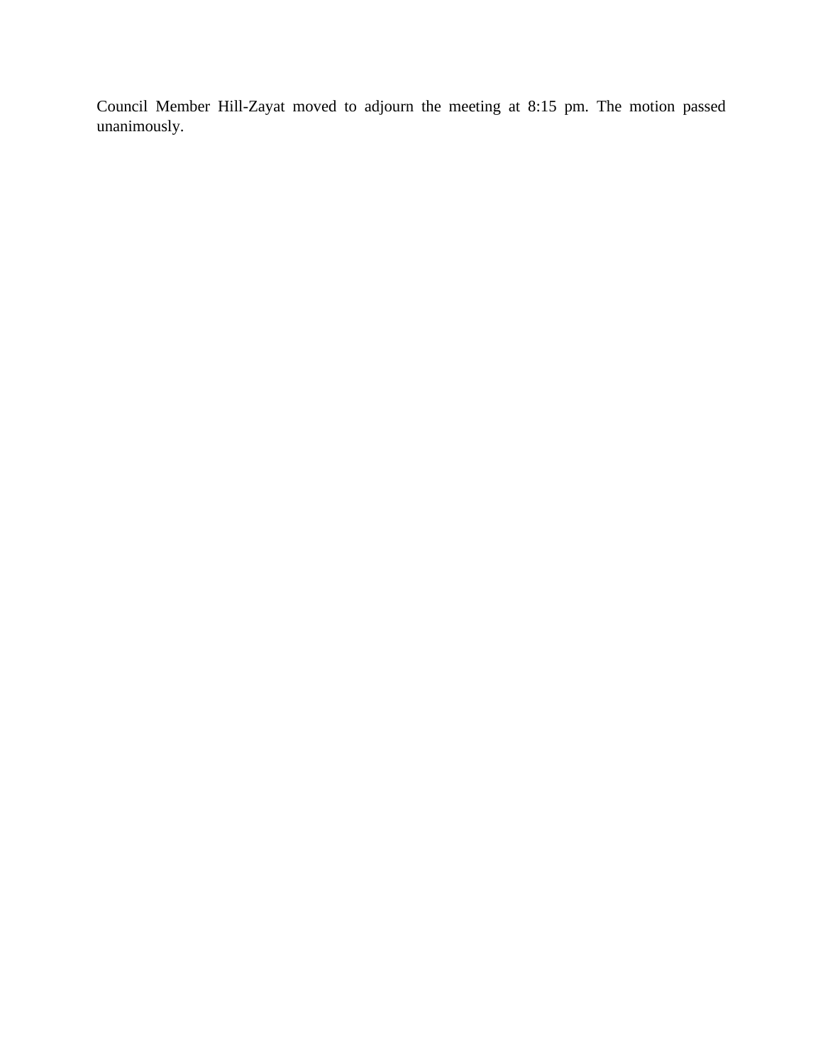Council Member Hill-Zayat moved to adjourn the meeting at 8:15 pm. The motion passed unanimously.